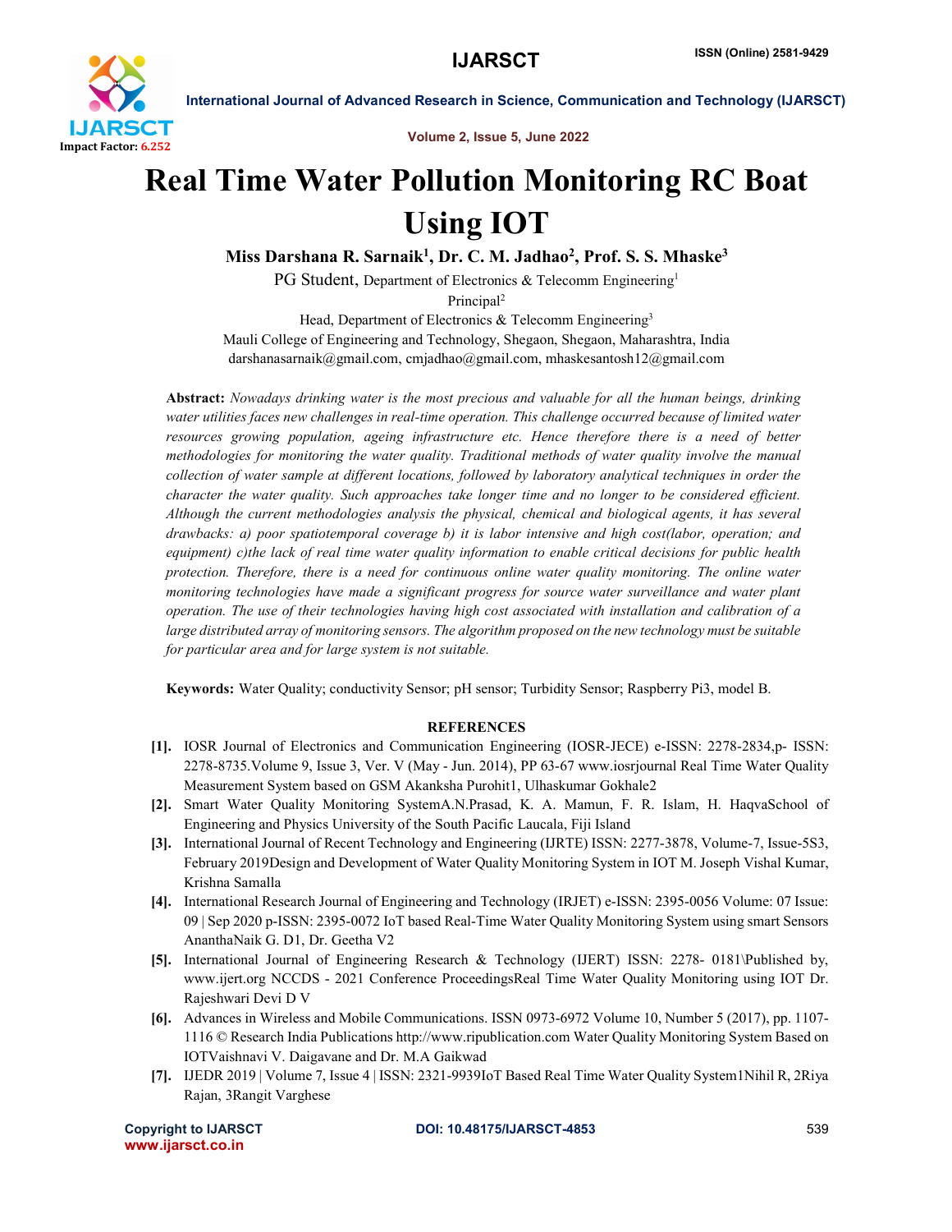# Real Time Water Pollution Monitoring RC Boat Using IOT

**Miss Darshana R. Sarnaik[1], Dr. C. M. Jadhao[2], Prof. S. S. Mhaske[3]**

PG Student, Department of Electronics & Telecomm Engineering[1]

Principal[2]

Head, Department of Electronics & Telecomm Engineering[3]

Mauli College of Engineering and Technology, Shegaon, Shegaon, Maharashtra, India

darshanasarnaik@gmail.com, cmjadhao@gmail.com, mhaskesantosh12@gmail.com

**Abstract:** *Nowadays drinking water is the most precious and valuable for all the human beings, drinking water utilities faces new challenges in real-time operation. This challenge occurred because of limited water resources growing population, ageing infrastructure etc. Hence therefore there is a need of better methodologies for monitoring the water quality. Traditional methods of water quality involve the manual collection of water sample at different locations, followed by laboratory analytical techniques in order the character the water quality. Such approaches take longer time and no longer to be considered efficient. Although the current methodologies analysis the physical, chemical and biological agents, it has several drawbacks: a) poor spatiotemporal coverage b) it is labor intensive and high cost(labor, operation; and equipment) c)the lack of real time water quality information to enable critical decisions for public health protection. Therefore, there is a need for continuous online water quality monitoring. The online water monitoring technologies have made a significant progress for source water surveillance and water plant operation. The use of their technologies having high cost associated with installation and calibration of a large distributed array of monitoring sensors. The algorithm proposed on the new technology must be suitable for particular area and for large system is not suitable.*

**Keywords:** Water Quality; conductivity Sensor; pH sensor; Turbidity Sensor; Raspberry Pi3, model B.

## REFERENCES

- **[1].** IOSR Journal of Electronics and Communication Engineering (IOSR-JECE) e-ISSN: 2278-2834,p- ISSN: 2278-8735.Volume 9, Issue 3, Ver. V (May - Jun. 2014), PP 63-67 www.iosrjournal Real Time Water Quality Measurement System based on GSM Akanksha Purohit1, Ulhaskumar Gokhale2
- **[2].** Smart Water Quality Monitoring SystemA.N.Prasad, K. A. Mamun, F. R. Islam, H. HaqvaSchool of Engineering and Physics University of the South Pacific Laucala, Fiji Island
- **[3].** International Journal of Recent Technology and Engineering (IJRTE) ISSN: 2277-3878, Volume-7, Issue-5S3, February 2019Design and Development of Water Quality Monitoring System in IOT M. Joseph Vishal Kumar, Krishna Samalla
- **[4].** International Research Journal of Engineering and Technology (IRJET) e-ISSN: 2395-0056 Volume: 07 Issue: 09 | Sep 2020 p-ISSN: 2395-0072 IoT based Real-Time Water Quality Monitoring System using smart Sensors AnanthaNaik G. D1, Dr. Geetha V2
- **[5].** International Journal of Engineering Research & Technology (IJERT) ISSN: 2278- 0181\Published by, www.ijert.org NCCDS - 2021 Conference ProceedingsReal Time Water Quality Monitoring using IOT Dr. Rajeshwari Devi D V
- **[6].** Advances in Wireless and Mobile Communications. ISSN 0973-6972 Volume 10, Number 5 (2017), pp. 1107-1116 © Research India Publications http://www.ripublication.com Water Quality Monitoring System Based on IOTVaishnavi V. Daigavane and Dr. M.A Gaikwad
- **[7].** IJEDR 2019 | Volume 7, Issue 4 | ISSN: 2321-9939IoT Based Real Time Water Quality System1Nihil R, 2Riya Rajan, 3Rangit Varghese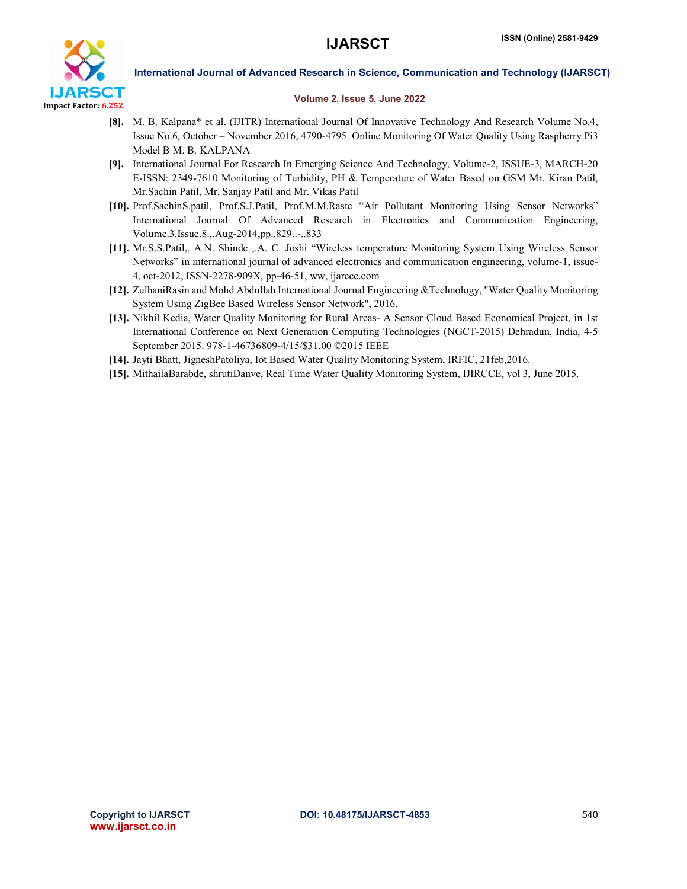- **[8].** M. B. Kalpana* et al. (IJITR) International Journal Of Innovative Technology And Research Volume No.4, Issue No.6, October – November 2016, 4790-4795. Online Monitoring Of Water Quality Using Raspberry Pi3 Model B M. B. KALPANA
- **[9].** International Journal For Research In Emerging Science And Technology, Volume-2, ISSUE-3, MARCH-20 E-ISSN: 2349-7610 Monitoring of Turbidity, PH & Temperature of Water Based on GSM Mr. Kiran Patil, Mr.Sachin Patil, Mr. Sanjay Patil and Mr. Vikas Patil
- **[10].** Prof.SachinS.patil, Prof.S.J.Patil, Prof.M.M.Raste "Air Pollutant Monitoring Using Sensor Networks" International Journal Of Advanced Research in Electronics and Communication Engineering, Volume.3.Issue.8.,.Aug-2014,pp..829..-..833
- **[11].** Mr.S.S.Patil,. A.N. Shinde ,.A. C. Joshi "Wireless temperature Monitoring System Using Wireless Sensor Networks" in international journal of advanced electronics and communication engineering, volume-1, issue-4, oct-2012, ISSN-2278-909X, pp-46-51, ww, ijarece.com
- **[12].** ZulhaniRasin and Mohd Abdullah International Journal Engineering &Technology, "Water Quality Monitoring System Using ZigBee Based Wireless Sensor Network", 2016.
- **[13].** Nikhil Kedia, Water Quality Monitoring for Rural Areas- A Sensor Cloud Based Economical Project, in 1st International Conference on Next Generation Computing Technologies (NGCT-2015) Dehradun, India, 4-5 September 2015. 978-1-46736809-4/15/$31.00 ©2015 IEEE
- **[14].** Jayti Bhatt, JigneshPatoliya, Iot Based Water Quality Monitoring System, IRFIC, 21feb,2016.
- **[15].** MithailaBarabde, shrutiDanve, Real Time Water Quality Monitoring System, IJIRCCE, vol 3, June 2015.